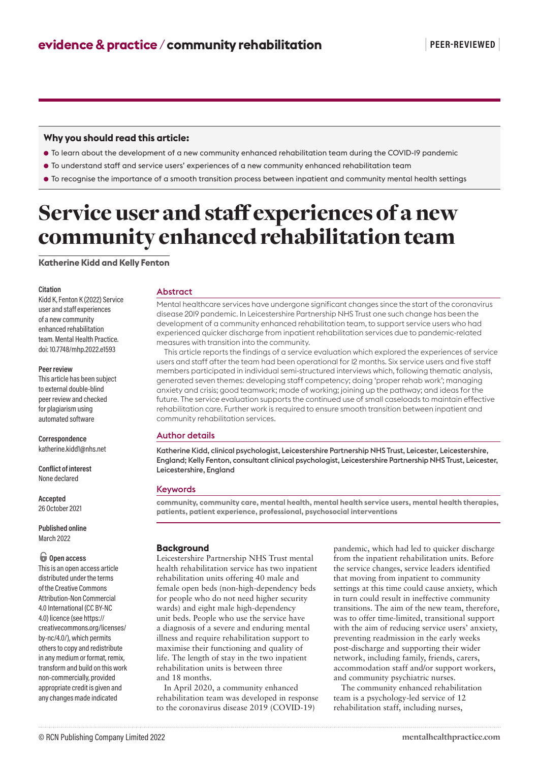evidence & practice / community rehabilitation

PEER-REVIEWED

## Why you should read this article:

- To learn about the development of a new community enhanced rehabilitation team during the COVID-19 pandemic
- To understand staff and service users' experiences of a new community enhanced rehabilitation team
- To recognise the importance of a smooth transition process between inpatient and community mental health settings

# Service user and staff experiences of a new community enhanced rehabilitation team

**Katherine Kidd and Kelly Fenton**

**Citation**
Kidd K, Fenton K (2022) Service user and staff experiences of a new community enhanced rehabilitation team. Mental Health Practice. doi: 10.7748/mhp.2022.e1593

**Peer review**
This article has been subject to external double-blind peer review and checked for plagiarism using automated software

**Correspondence**
katherine.kidd1@nhs.net

**Conflict of interest**
None declared

**Accepted**
26 October 2021

**Published online**
March 2022

**Open access**
This is an open access article distributed under the terms of the Creative Commons Attribution-Non Commercial 4.0 International (CC BY-NC 4.0) licence (see https://creativecommons.org/licenses/by-nc/4.0/), which permits others to copy and redistribute in any medium or format, remix, transform and build on this work non-commercially, provided appropriate credit is given and any changes made indicated

## Abstract

Mental healthcare services have undergone significant changes since the start of the coronavirus disease 2019 pandemic. In Leicestershire Partnership NHS Trust one such change has been the development of a community enhanced rehabilitation team, to support service users who had experienced quicker discharge from inpatient rehabilitation services due to pandemic-related measures with transition into the community.

This article reports the findings of a service evaluation which explored the experiences of service users and staff after the team had been operational for 12 months. Six service users and five staff members participated in individual semi-structured interviews which, following thematic analysis, generated seven themes: developing staff competency; doing 'proper rehab work'; managing anxiety and crisis; good teamwork; mode of working; joining up the pathway; and ideas for the future. The service evaluation supports the continued use of small caseloads to maintain effective rehabilitation care. Further work is required to ensure smooth transition between inpatient and community rehabilitation services.

## Author details

**Katherine Kidd, clinical psychologist, Leicestershire Partnership NHS Trust, Leicester, Leicestershire, England; Kelly Fenton, consultant clinical psychologist, Leicestershire Partnership NHS Trust, Leicester, Leicestershire, England**

## Keywords

**community, community care, mental health, mental health service users, mental health therapies, patients, patient experience, professional, psychosocial interventions**

## Background

Leicestershire Partnership NHS Trust mental health rehabilitation service has two inpatient rehabilitation units offering 40 male and female open beds (non-high-dependency beds for people who do not need higher security wards) and eight male high-dependency unit beds. People who use the service have a diagnosis of a severe and enduring mental illness and require rehabilitation support to maximise their functioning and quality of life. The length of stay in the two inpatient rehabilitation units is between three and 18 months.

In April 2020, a community enhanced rehabilitation team was developed in response to the coronavirus disease 2019 (COVID-19) pandemic, which had led to quicker discharge from the inpatient rehabilitation units. Before the service changes, service leaders identified that moving from inpatient to community settings at this time could cause anxiety, which in turn could result in ineffective community transitions. The aim of the new team, therefore, was to offer time-limited, transitional support with the aim of reducing service users' anxiety, preventing readmission in the early weeks post-discharge and supporting their wider network, including family, friends, carers, accommodation staff and/or support workers, and community psychiatric nurses.

The community enhanced rehabilitation team is a psychology-led service of 12 rehabilitation staff, including nurses,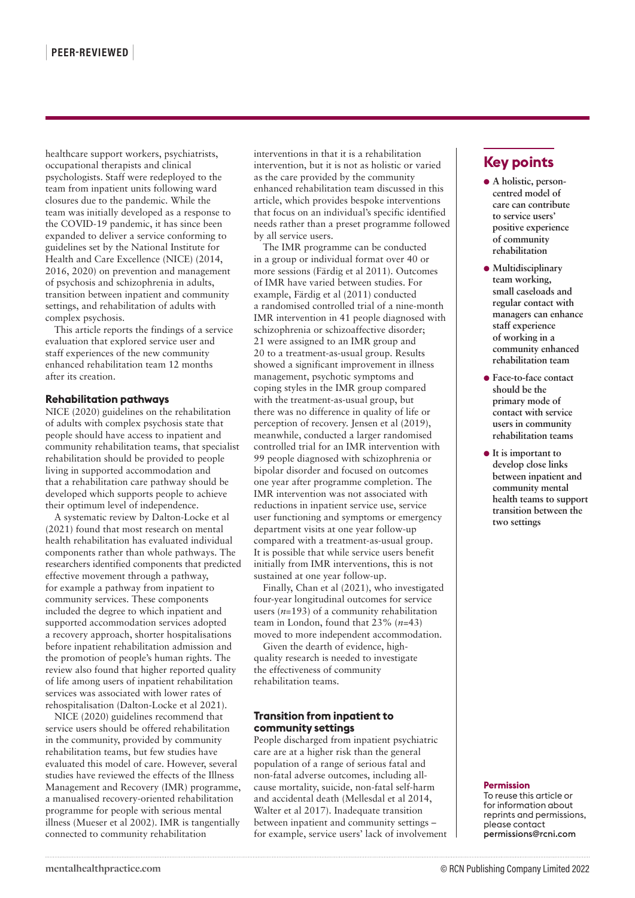healthcare support workers, psychiatrists, occupational therapists and clinical psychologists. Staff were redeployed to the team from inpatient units following ward closures due to the pandemic. While the team was initially developed as a response to the COVID-19 pandemic, it has since been expanded to deliver a service conforming to guidelines set by the National Institute for Health and Care Excellence (NICE) (2014, 2016, 2020) on prevention and management of psychosis and schizophrenia in adults, transition between inpatient and community settings, and rehabilitation of adults with complex psychosis.

This article reports the findings of a service evaluation that explored service user and staff experiences of the new community enhanced rehabilitation team 12 months after its creation.

## Rehabilitation pathways

NICE (2020) guidelines on the rehabilitation of adults with complex psychosis state that people should have access to inpatient and community rehabilitation teams, that specialist rehabilitation should be provided to people living in supported accommodation and that a rehabilitation care pathway should be developed which supports people to achieve their optimum level of independence.

A systematic review by Dalton-Locke et al (2021) found that most research on mental health rehabilitation has evaluated individual components rather than whole pathways. The researchers identified components that predicted effective movement through a pathway, for example a pathway from inpatient to community services. These components included the degree to which inpatient and supported accommodation services adopted a recovery approach, shorter hospitalisations before inpatient rehabilitation admission and the promotion of people's human rights. The review also found that higher reported quality of life among users of inpatient rehabilitation services was associated with lower rates of rehospitalisation (Dalton-Locke et al 2021).

NICE (2020) guidelines recommend that service users should be offered rehabilitation in the community, provided by community rehabilitation teams, but few studies have evaluated this model of care. However, several studies have reviewed the effects of the Illness Management and Recovery (IMR) programme, a manualised recovery-oriented rehabilitation programme for people with serious mental illness (Mueser et al 2002). IMR is tangentially connected to community rehabilitation interventions in that it is a rehabilitation intervention, but it is not as holistic or varied as the care provided by the community enhanced rehabilitation team discussed in this article, which provides bespoke interventions that focus on an individual's specific identified needs rather than a preset programme followed by all service users.

The IMR programme can be conducted in a group or individual format over 40 or more sessions (Färdig et al 2011). Outcomes of IMR have varied between studies. For example, Färdig et al (2011) conducted a randomised controlled trial of a nine-month IMR intervention in 41 people diagnosed with schizophrenia or schizoaffective disorder; 21 were assigned to an IMR group and 20 to a treatment-as-usual group. Results showed a significant improvement in illness management, psychotic symptoms and coping styles in the IMR group compared with the treatment-as-usual group, but there was no difference in quality of life or perception of recovery. Jensen et al (2019), meanwhile, conducted a larger randomised controlled trial for an IMR intervention with 99 people diagnosed with schizophrenia or bipolar disorder and focused on outcomes one year after programme completion. The IMR intervention was not associated with reductions in inpatient service use, service user functioning and symptoms or emergency department visits at one year follow-up compared with a treatment-as-usual group. It is possible that while service users benefit initially from IMR interventions, this is not sustained at one year follow-up.

Finally, Chan et al (2021), who investigated four-year longitudinal outcomes for service users ($n$=193) of a community rehabilitation team in London, found that 23% ($n$=43) moved to more independent accommodation.

Given the dearth of evidence, high-quality research is needed to investigate the effectiveness of community rehabilitation teams.

## Transition from inpatient to community settings

People discharged from inpatient psychiatric care are at a higher risk than the general population of a range of serious fatal and non-fatal adverse outcomes, including all-cause mortality, suicide, non-fatal self-harm and accidental death (Mellesdal et al 2014, Walter et al 2017). Inadequate transition between inpatient and community settings – for example, service users' lack of involvement

## Key points

- **A holistic, person-centred model of care can contribute to service users' positive experience of community rehabilitation**
- **Multidisciplinary team working, small caseloads and regular contact with managers can enhance staff experience of working in a community enhanced rehabilitation team**
- **Face-to-face contact should be the primary mode of contact with service users in community rehabilitation teams**
- **It is important to develop close links between inpatient and community mental health teams to support transition between the two settings**

**Permission**
To reuse this article or for information about reprints and permissions, please contact **permissions@rcni.com**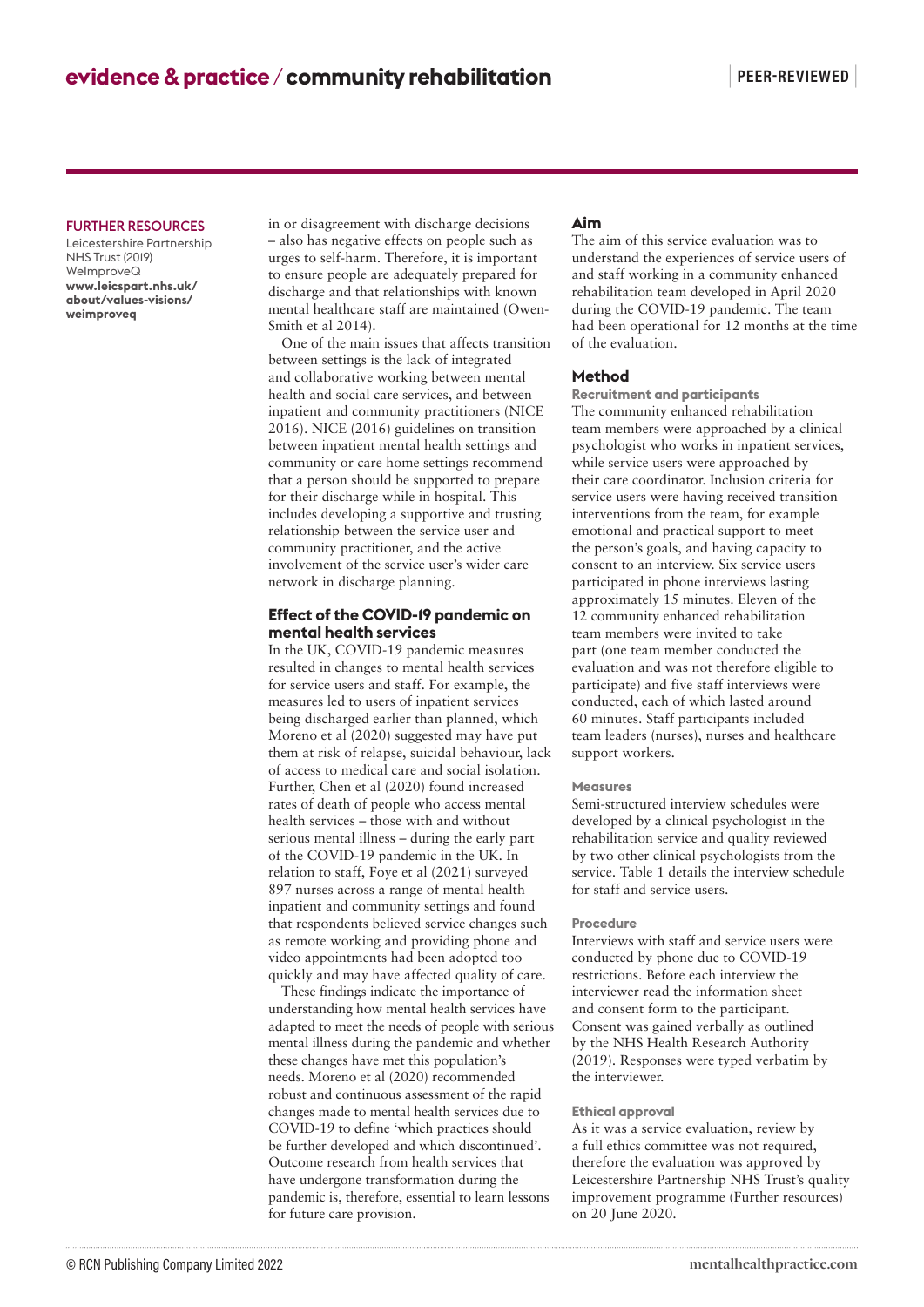in or disagreement with discharge decisions – also has negative effects on people such as urges to self-harm. Therefore, it is important to ensure people are adequately prepared for discharge and that relationships with known mental healthcare staff are maintained (Owen-Smith et al 2014).

One of the main issues that affects transition between settings is the lack of integrated and collaborative working between mental health and social care services, and between inpatient and community practitioners (NICE 2016). NICE (2016) guidelines on transition between inpatient mental health settings and community or care home settings recommend that a person should be supported to prepare for their discharge while in hospital. This includes developing a supportive and trusting relationship between the service user and community practitioner, and the active involvement of the service user's wider care network in discharge planning.

### Effect of the COVID-19 pandemic on mental health services

In the UK, COVID-19 pandemic measures resulted in changes to mental health services for service users and staff. For example, the measures led to users of inpatient services being discharged earlier than planned, which Moreno et al (2020) suggested may have put them at risk of relapse, suicidal behaviour, lack of access to medical care and social isolation. Further, Chen et al (2020) found increased rates of death of people who access mental health services – those with and without serious mental illness – during the early part of the COVID-19 pandemic in the UK. In relation to staff, Foye et al (2021) surveyed 897 nurses across a range of mental health inpatient and community settings and found that respondents believed service changes such as remote working and providing phone and video appointments had been adopted too quickly and may have affected quality of care.

These findings indicate the importance of understanding how mental health services have adapted to meet the needs of people with serious mental illness during the pandemic and whether these changes have met this population's needs. Moreno et al (2020) recommended robust and continuous assessment of the rapid changes made to mental health services due to COVID-19 to define 'which practices should be further developed and which discontinued'. Outcome research from health services that have undergone transformation during the pandemic is, therefore, essential to learn lessons for future care provision.

### Aim

The aim of this service evaluation was to understand the experiences of service users of and staff working in a community enhanced rehabilitation team developed in April 2020 during the COVID-19 pandemic. The team had been operational for 12 months at the time of the evaluation.

### Method

#### Recruitment and participants

The community enhanced rehabilitation team members were approached by a clinical psychologist who works in inpatient services, while service users were approached by their care coordinator. Inclusion criteria for service users were having received transition interventions from the team, for example emotional and practical support to meet the person's goals, and having capacity to consent to an interview. Six service users participated in phone interviews lasting approximately 15 minutes. Eleven of the 12 community enhanced rehabilitation team members were invited to take part (one team member conducted the evaluation and was not therefore eligible to participate) and five staff interviews were conducted, each of which lasted around 60 minutes. Staff participants included team leaders (nurses), nurses and healthcare support workers.

#### Measures

Semi-structured interview schedules were developed by a clinical psychologist in the rehabilitation service and quality reviewed by two other clinical psychologists from the service. Table 1 details the interview schedule for staff and service users.

#### Procedure

Interviews with staff and service users were conducted by phone due to COVID-19 restrictions. Before each interview the interviewer read the information sheet and consent form to the participant. Consent was gained verbally as outlined by the NHS Health Research Authority (2019). Responses were typed verbatim by the interviewer.

#### Ethical approval

As it was a service evaluation, review by a full ethics committee was not required, therefore the evaluation was approved by Leicestershire Partnership NHS Trust's quality improvement programme (Further resources) on 20 June 2020.

---

**FURTHER RESOURCES**

Leicestershire Partnership NHS Trust (2019) WeImproveQ
**www.leicspart.nhs.uk/about/values-visions/weimproveq**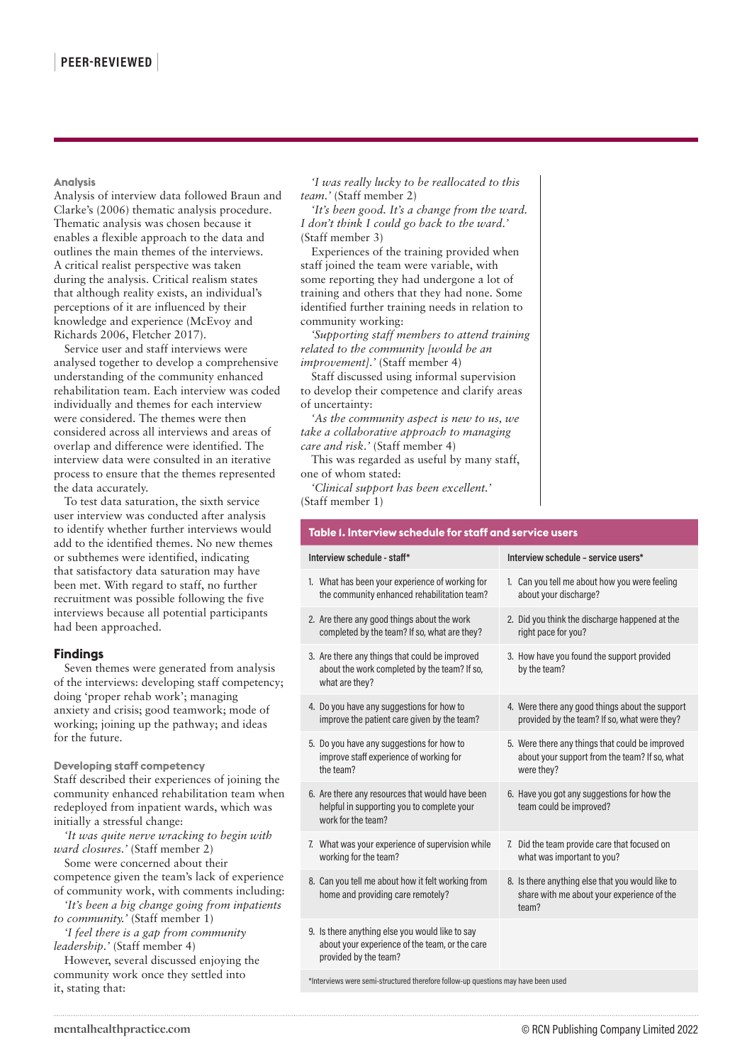### Analysis

Analysis of interview data followed Braun and Clarke's (2006) thematic analysis procedure. Thematic analysis was chosen because it enables a flexible approach to the data and outlines the main themes of the interviews. A critical realist perspective was taken during the analysis. Critical realism states that although reality exists, an individual's perceptions of it are influenced by their knowledge and experience (McEvoy and Richards 2006, Fletcher 2017).

Service user and staff interviews were analysed together to develop a comprehensive understanding of the community enhanced rehabilitation team. Each interview was coded individually and themes for each interview were considered. The themes were then considered across all interviews and areas of overlap and difference were identified. The interview data were consulted in an iterative process to ensure that the themes represented the data accurately.

To test data saturation, the sixth service user interview was conducted after analysis to identify whether further interviews would add to the identified themes. No new themes or subthemes were identified, indicating that satisfactory data saturation may have been met. With regard to staff, no further recruitment was possible following the five interviews because all potential participants had been approached.

## Findings

Seven themes were generated from analysis of the interviews: developing staff competency; doing 'proper rehab work'; managing anxiety and crisis; good teamwork; mode of working; joining up the pathway; and ideas for the future.

### Developing staff competency

Staff described their experiences of joining the community enhanced rehabilitation team when redeployed from inpatient wards, which was initially a stressful change:

*'It was quite nerve wracking to begin with ward closures.'* (Staff member 2)

Some were concerned about their competence given the team's lack of experience of community work, with comments including:

*'It's been a big change going from inpatients to community.'* (Staff member 1)

*'I feel there is a gap from community leadership.'* (Staff member 4)

However, several discussed enjoying the community work once they settled into it, stating that:

*'I was really lucky to be reallocated to this team.'* (Staff member 2)

*'It's been good. It's a change from the ward. I don't think I could go back to the ward.'* (Staff member 3)

Experiences of the training provided when staff joined the team were variable, with some reporting they had undergone a lot of training and others that they had none. Some identified further training needs in relation to community working:

*'Supporting staff members to attend training related to the community [would be an improvement].'* (Staff member 4)

Staff discussed using informal supervision to develop their competence and clarify areas of uncertainty:

*'As the community aspect is new to us, we take a collaborative approach to managing care and risk.'* (Staff member 4)

This was regarded as useful by many staff, one of whom stated:

*'Clinical support has been excellent.'* (Staff member 1)

**Table 1. Interview schedule for staff and service users**

| Interview schedule - staff* | Interview schedule – service users* |
|---|---|
| 1. What has been your experience of working for the community enhanced rehabilitation team? | 1. Can you tell me about how you were feeling about your discharge? |
| 2. Are there any good things about the work completed by the team? If so, what are they? | 2. Did you think the discharge happened at the right pace for you? |
| 3. Are there any things that could be improved about the work completed by the team? If so, what are they? | 3. How have you found the support provided by the team? |
| 4. Do you have any suggestions for how to improve the patient care given by the team? | 4. Were there any good things about the support provided by the team? If so, what were they? |
| 5. Do you have any suggestions for how to improve staff experience of working for the team? | 5. Were there any things that could be improved about your support from the team? If so, what were they? |
| 6. Are there any resources that would have been helpful in supporting you to complete your work for the team? | 6. Have you got any suggestions for how the team could be improved? |
| 7. What was your experience of supervision while working for the team? | 7. Did the team provide care that focused on what was important to you? |
| 8. Can you tell me about how it felt working from home and providing care remotely? | 8. Is there anything else that you would like to share with me about your experience of the team? |
| 9. Is there anything else you would like to say about your experience of the team, or the care provided by the team? | |

*Interviews were semi-structured therefore follow-up questions may have been used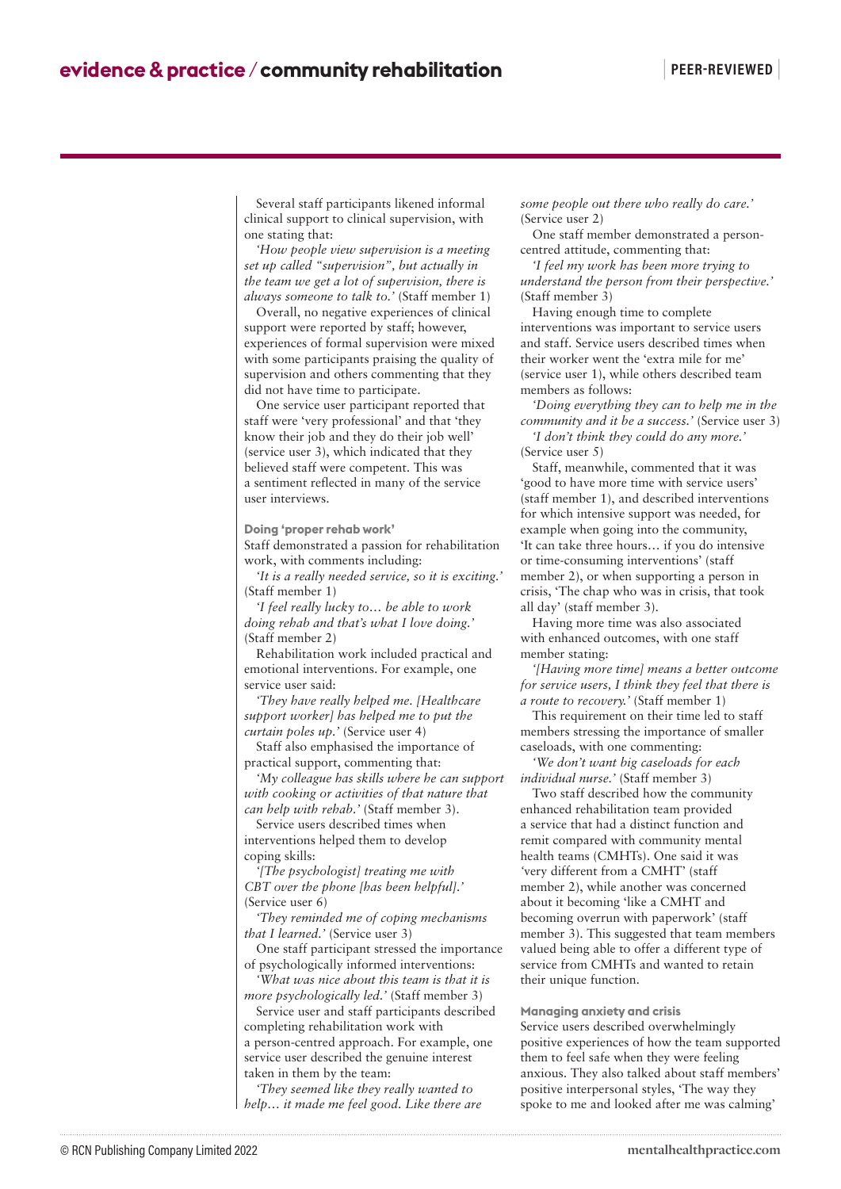Several staff participants likened informal clinical support to clinical supervision, with one stating that:

*'How people view supervision is a meeting set up called "supervision", but actually in the team we get a lot of supervision, there is always someone to talk to.'* (Staff member 1)

Overall, no negative experiences of clinical support were reported by staff; however, experiences of formal supervision were mixed with some participants praising the quality of supervision and others commenting that they did not have time to participate.

One service user participant reported that staff were 'very professional' and that 'they know their job and they do their job well' (service user 3), which indicated that they believed staff were competent. This was a sentiment reflected in many of the service user interviews.

### Doing 'proper rehab work'

Staff demonstrated a passion for rehabilitation work, with comments including:

*'It is a really needed service, so it is exciting.'* (Staff member 1)

*'I feel really lucky to… be able to work doing rehab and that's what I love doing.'* (Staff member 2)

Rehabilitation work included practical and emotional interventions. For example, one service user said:

*'They have really helped me. [Healthcare support worker] has helped me to put the curtain poles up.'* (Service user 4)

Staff also emphasised the importance of practical support, commenting that:

*'My colleague has skills where he can support with cooking or activities of that nature that can help with rehab.'* (Staff member 3).

Service users described times when interventions helped them to develop coping skills:

*'[The psychologist] treating me with CBT over the phone [has been helpful].'* (Service user 6)

*'They reminded me of coping mechanisms that I learned.'* (Service user 3)

One staff participant stressed the importance of psychologically informed interventions:

*'What was nice about this team is that it is more psychologically led.'* (Staff member 3)

Service user and staff participants described completing rehabilitation work with a person-centred approach. For example, one service user described the genuine interest taken in them by the team:

*'They seemed like they really wanted to help… it made me feel good. Like there are some people out there who really do care.'* (Service user 2)

One staff member demonstrated a person-centred attitude, commenting that:

*'I feel my work has been more trying to understand the person from their perspective.'* (Staff member 3)

Having enough time to complete interventions was important to service users and staff. Service users described times when their worker went the 'extra mile for me' (service user 1), while others described team members as follows:

*'Doing everything they can to help me in the community and it be a success.'* (Service user 3)

*'I don't think they could do any more.'* (Service user 5)

Staff, meanwhile, commented that it was 'good to have more time with service users' (staff member 1), and described interventions for which intensive support was needed, for example when going into the community, 'It can take three hours… if you do intensive or time-consuming interventions' (staff member 2), or when supporting a person in crisis, 'The chap who was in crisis, that took all day' (staff member 3).

Having more time was also associated with enhanced outcomes, with one staff member stating:

*'[Having more time] means a better outcome for service users, I think they feel that there is a route to recovery.'* (Staff member 1)

This requirement on their time led to staff members stressing the importance of smaller caseloads, with one commenting:

*'We don't want big caseloads for each individual nurse.'* (Staff member 3)

Two staff described how the community enhanced rehabilitation team provided a service that had a distinct function and remit compared with community mental health teams (CMHTs). One said it was 'very different from a CMHT' (staff member 2), while another was concerned about it becoming 'like a CMHT and becoming overrun with paperwork' (staff member 3). This suggested that team members valued being able to offer a different type of service from CMHTs and wanted to retain their unique function.

### Managing anxiety and crisis

Service users described overwhelmingly positive experiences of how the team supported them to feel safe when they were feeling anxious. They also talked about staff members' positive interpersonal styles, 'The way they spoke to me and looked after me was calming'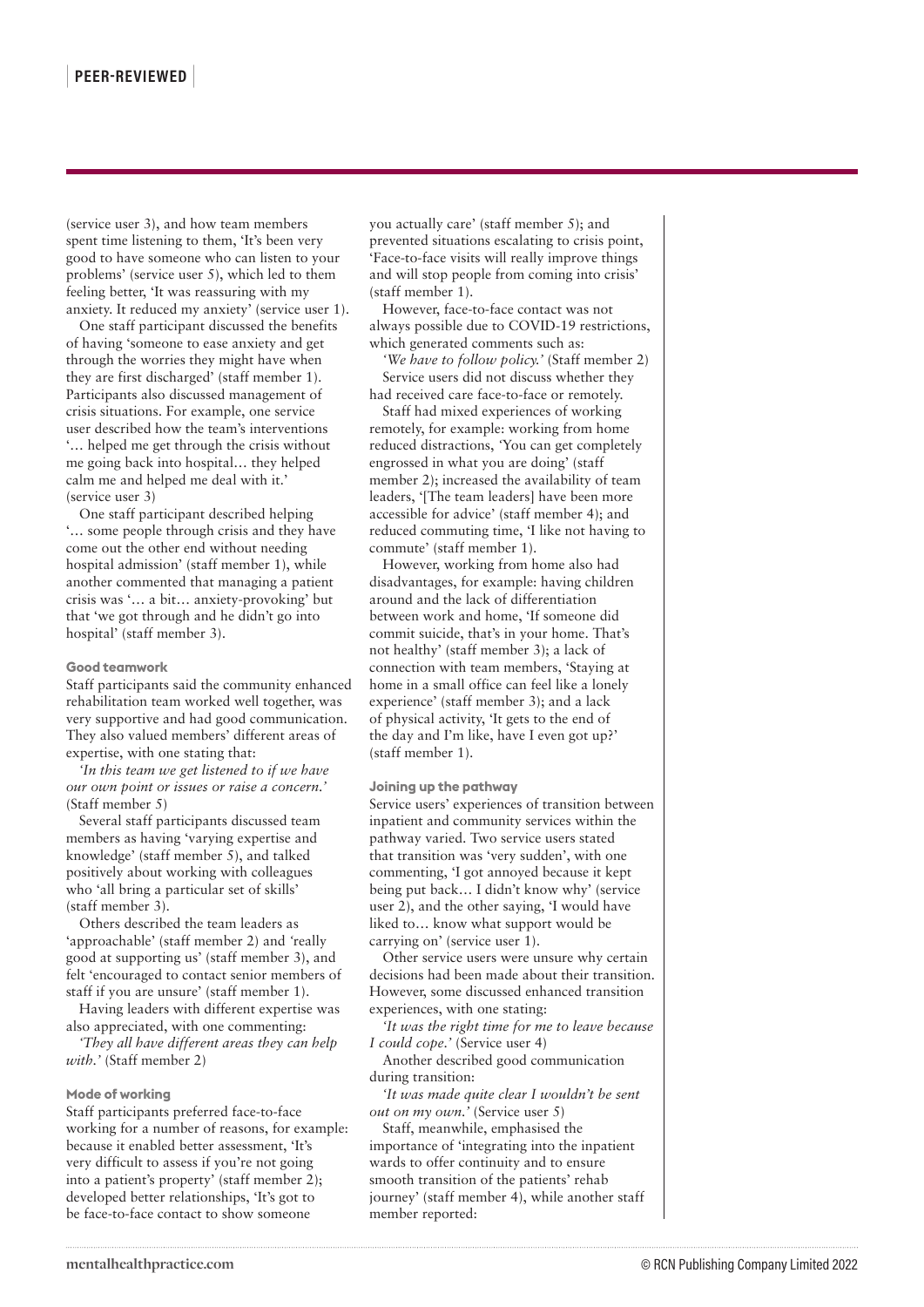(service user 3), and how team members spent time listening to them, 'It's been very good to have someone who can listen to your problems' (service user 5), which led to them feeling better, 'It was reassuring with my anxiety. It reduced my anxiety' (service user 1).

One staff participant discussed the benefits of having 'someone to ease anxiety and get through the worries they might have when they are first discharged' (staff member 1). Participants also discussed management of crisis situations. For example, one service user described how the team's interventions '… helped me get through the crisis without me going back into hospital… they helped calm me and helped me deal with it.' (service user 3)

One staff participant described helping '… some people through crisis and they have come out the other end without needing hospital admission' (staff member 1), while another commented that managing a patient crisis was '… a bit… anxiety-provoking' but that 'we got through and he didn't go into hospital' (staff member 3).

#### Good teamwork

Staff participants said the community enhanced rehabilitation team worked well together, was very supportive and had good communication. They also valued members' different areas of expertise, with one stating that:

*'In this team we get listened to if we have our own point or issues or raise a concern.'* (Staff member 5)

Several staff participants discussed team members as having 'varying expertise and knowledge' (staff member 5), and talked positively about working with colleagues who 'all bring a particular set of skills' (staff member 3).

Others described the team leaders as 'approachable' (staff member 2) and 'really good at supporting us' (staff member 3), and felt 'encouraged to contact senior members of staff if you are unsure' (staff member 1).

Having leaders with different expertise was also appreciated, with one commenting:

*'They all have different areas they can help with.'* (Staff member 2)

#### Mode of working

Staff participants preferred face-to-face working for a number of reasons, for example: because it enabled better assessment, 'It's very difficult to assess if you're not going into a patient's property' (staff member 2); developed better relationships, 'It's got to be face-to-face contact to show someone you actually care' (staff member 5); and prevented situations escalating to crisis point, 'Face-to-face visits will really improve things and will stop people from coming into crisis' (staff member 1).

However, face-to-face contact was not always possible due to COVID-19 restrictions, which generated comments such as:

*'We have to follow policy.'* (Staff member 2)

Service users did not discuss whether they had received care face-to-face or remotely.

Staff had mixed experiences of working remotely, for example: working from home reduced distractions, 'You can get completely engrossed in what you are doing' (staff member 2); increased the availability of team leaders, '[The team leaders] have been more accessible for advice' (staff member 4); and reduced commuting time, 'I like not having to commute' (staff member 1).

However, working from home also had disadvantages, for example: having children around and the lack of differentiation between work and home, 'If someone did commit suicide, that's in your home. That's not healthy' (staff member 3); a lack of connection with team members, 'Staying at home in a small office can feel like a lonely experience' (staff member 3); and a lack of physical activity, 'It gets to the end of the day and I'm like, have I even got up?' (staff member 1).

#### Joining up the pathway

Service users' experiences of transition between inpatient and community services within the pathway varied. Two service users stated that transition was 'very sudden', with one commenting, 'I got annoyed because it kept being put back… I didn't know why' (service user 2), and the other saying, 'I would have liked to… know what support would be carrying on' (service user 1).

Other service users were unsure why certain decisions had been made about their transition. However, some discussed enhanced transition experiences, with one stating:

*'It was the right time for me to leave because I could cope.'* (Service user 4)

Another described good communication during transition:

*'It was made quite clear I wouldn't be sent out on my own.'* (Service user 5)

Staff, meanwhile, emphasised the importance of 'integrating into the inpatient wards to offer continuity and to ensure smooth transition of the patients' rehab journey' (staff member 4), while another staff member reported: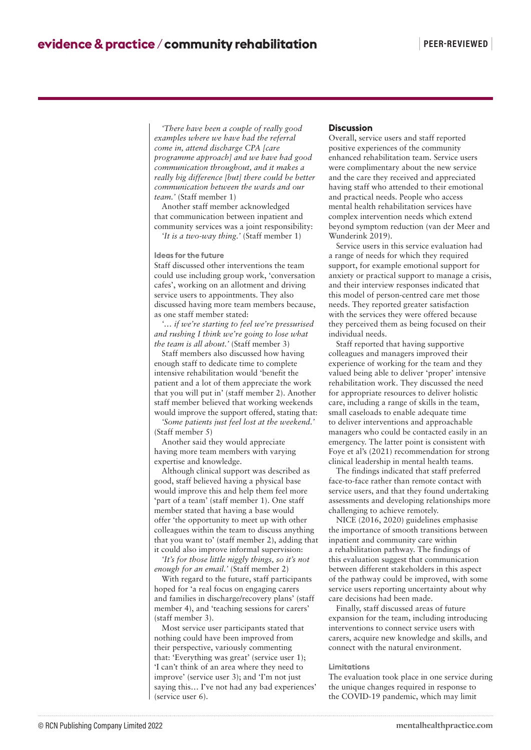*'There have been a couple of really good examples where we have had the referral come in, attend discharge CPA [care programme approach] and we have had good communication throughout, and it makes a really big difference [but] there could be better communication between the wards and our team.'* (Staff member 1)

Another staff member acknowledged that communication between inpatient and community services was a joint responsibility:

*'It is a two-way thing.'* (Staff member 1)

### Ideas for the future

Staff discussed other interventions the team could use including group work, 'conversation cafes', working on an allotment and driving service users to appointments. They also discussed having more team members because, as one staff member stated:

*'… if we're starting to feel we're pressurised and rushing I think we're going to lose what the team is all about.'* (Staff member 3)

Staff members also discussed how having enough staff to dedicate time to complete intensive rehabilitation would 'benefit the patient and a lot of them appreciate the work that you will put in' (staff member 2). Another staff member believed that working weekends would improve the support offered, stating that:

*'Some patients just feel lost at the weekend.'* (Staff member 5)

Another said they would appreciate having more team members with varying expertise and knowledge.

Although clinical support was described as good, staff believed having a physical base would improve this and help them feel more 'part of a team' (staff member 1). One staff member stated that having a base would offer 'the opportunity to meet up with other colleagues within the team to discuss anything that you want to' (staff member 2), adding that it could also improve informal supervision:

*'It's for those little niggly things, so it's not enough for an email.'* (Staff member 2)

With regard to the future, staff participants hoped for 'a real focus on engaging carers and families in discharge/recovery plans' (staff member 4), and 'teaching sessions for carers' (staff member 3).

Most service user participants stated that nothing could have been improved from their perspective, variously commenting that: 'Everything was great' (service user 1); 'I can't think of an area where they need to improve' (service user 3); and 'I'm not just saying this… I've not had any bad experiences' (service user 6).

## Discussion

Overall, service users and staff reported positive experiences of the community enhanced rehabilitation team. Service users were complimentary about the new service and the care they received and appreciated having staff who attended to their emotional and practical needs. People who access mental health rehabilitation services have complex intervention needs which extend beyond symptom reduction (van der Meer and Wunderink 2019).

Service users in this service evaluation had a range of needs for which they required support, for example emotional support for anxiety or practical support to manage a crisis, and their interview responses indicated that this model of person-centred care met those needs. They reported greater satisfaction with the services they were offered because they perceived them as being focused on their individual needs.

Staff reported that having supportive colleagues and managers improved their experience of working for the team and they valued being able to deliver 'proper' intensive rehabilitation work. They discussed the need for appropriate resources to deliver holistic care, including a range of skills in the team, small caseloads to enable adequate time to deliver interventions and approachable managers who could be contacted easily in an emergency. The latter point is consistent with Foye et al's (2021) recommendation for strong clinical leadership in mental health teams.

The findings indicated that staff preferred face-to-face rather than remote contact with service users, and that they found undertaking assessments and developing relationships more challenging to achieve remotely.

NICE (2016, 2020) guidelines emphasise the importance of smooth transitions between inpatient and community care within a rehabilitation pathway. The findings of this evaluation suggest that communication between different stakeholders in this aspect of the pathway could be improved, with some service users reporting uncertainty about why care decisions had been made.

Finally, staff discussed areas of future expansion for the team, including introducing interventions to connect service users with carers, acquire new knowledge and skills, and connect with the natural environment.

### Limitations

The evaluation took place in one service during the unique changes required in response to the COVID-19 pandemic, which may limit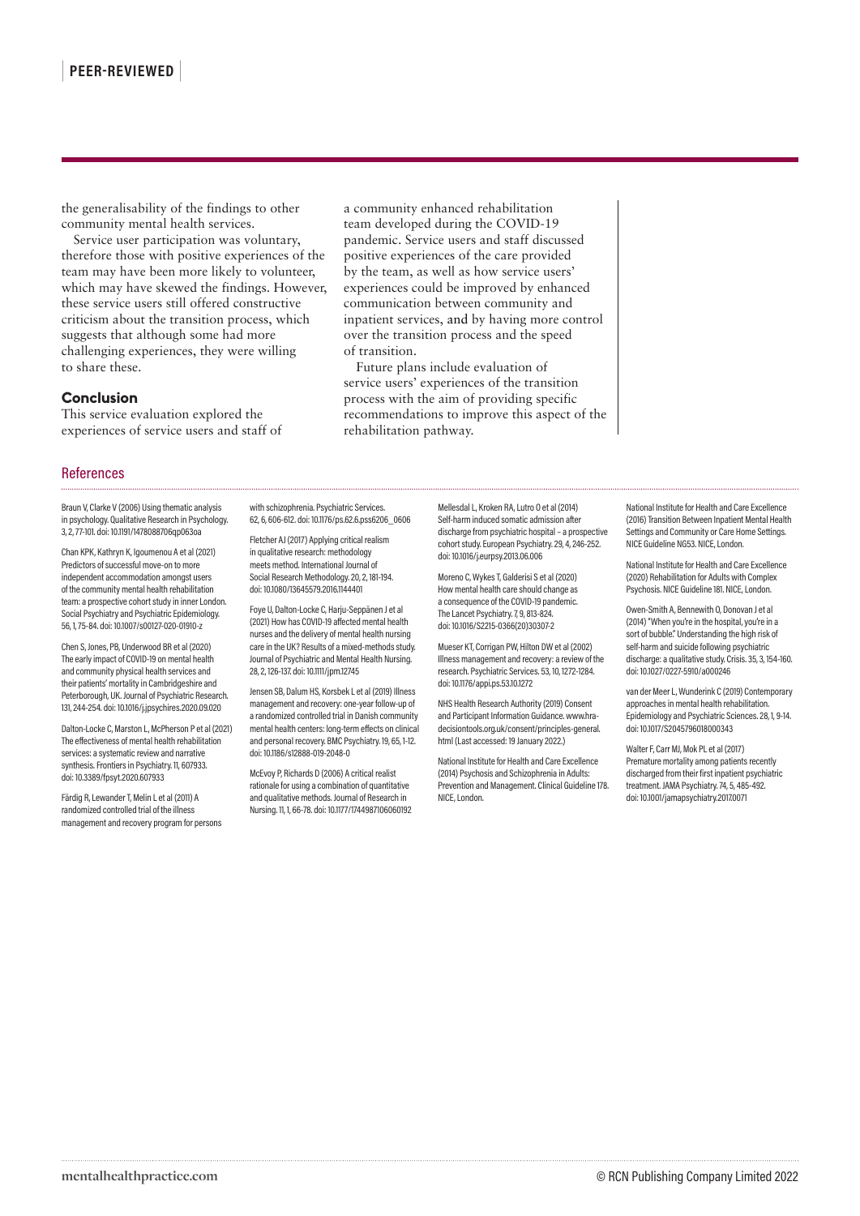the generalisability of the findings to other community mental health services.

Service user participation was voluntary, therefore those with positive experiences of the team may have been more likely to volunteer, which may have skewed the findings. However, these service users still offered constructive criticism about the transition process, which suggests that although some had more challenging experiences, they were willing to share these.

## Conclusion

This service evaluation explored the experiences of service users and staff of a community enhanced rehabilitation team developed during the COVID-19 pandemic. Service users and staff discussed positive experiences of the care provided by the team, as well as how service users' experiences could be improved by enhanced communication between community and inpatient services, and by having more control over the transition process and the speed of transition.

Future plans include evaluation of service users' experiences of the transition process with the aim of providing specific recommendations to improve this aspect of the rehabilitation pathway.

## References

Braun V, Clarke V (2006) Using thematic analysis in psychology. Qualitative Research in Psychology. 3, 2, 77-101. doi: 10.1191/1478088706qp063oa

Chan KPK, Kathryn K, Igoumenou A et al (2021) Predictors of successful move-on to more independent accommodation amongst users of the community mental health rehabilitation team: a prospective cohort study in inner London. Social Psychiatry and Psychiatric Epidemiology. 56, 1, 75-84. doi: 10.1007/s00127-020-01910-z

Chen S, Jones, PB, Underwood BR et al (2020) The early impact of COVID-19 on mental health and community physical health services and their patients' mortality in Cambridgeshire and Peterborough, UK. Journal of Psychiatric Research. 131, 244-254. doi: 10.1016/j.jpsychires.2020.09.020

Dalton-Locke C, Marston L, McPherson P et al (2021) The effectiveness of mental health rehabilitation services: a systematic review and narrative synthesis. Frontiers in Psychiatry. 11, 607933. doi: 10.3389/fpsyt.2020.607933

Färdig R, Lewander T, Melin L et al (2011) A randomized controlled trial of the illness management and recovery program for persons with schizophrenia. Psychiatric Services. 62, 6, 606-612. doi: 10.1176/ps.62.6.pss6206_0606

Fletcher AJ (2017) Applying critical realism in qualitative research: methodology meets method. International Journal of Social Research Methodology. 20, 2, 181-194. doi: 10.1080/13645579.2016.1144401

Foye U, Dalton-Locke C, Harju-Seppänen J et al (2021) How has COVID-19 affected mental health nurses and the delivery of mental health nursing care in the UK? Results of a mixed-methods study. Journal of Psychiatric and Mental Health Nursing. 28, 2, 126-137. doi: 10.1111/jpm.12745

Jensen SB, Dalum HS, Korsbek L et al (2019) Illness management and recovery: one-year follow-up of a randomized controlled trial in Danish community mental health centers: long-term effects on clinical and personal recovery. BMC Psychiatry. 19, 65, 1-12. doi: 10.1186/s12888-019-2048-0

McEvoy P, Richards D (2006) A critical realist rationale for using a combination of quantitative and qualitative methods. Journal of Research in Nursing. 11, 1, 66-78. doi: 10.1177/1744987106060192

Mellesdal L, Kroken RA, Lutro O et al (2014) Self-harm induced somatic admission after discharge from psychiatric hospital – a prospective cohort study. European Psychiatry. 29, 4, 246-252. doi: 10.1016/j.eurpsy.2013.06.006

Moreno C, Wykes T, Galderisi S et al (2020) How mental health care should change as a consequence of the COVID-19 pandemic. The Lancet Psychiatry. 7, 9, 813-824. doi: 10.1016/S2215-0366(20)30307-2

Mueser KT, Corrigan PW, Hilton DW et al (2002) Illness management and recovery: a review of the research. Psychiatric Services. 53, 10, 1272-1284. doi: 10.1176/appi.ps.53.10.1272

NHS Health Research Authority (2019) Consent and Participant Information Guidance. www.hra-decisiontools.org.uk/consent/principles-general.html (Last accessed: 19 January 2022.)

National Institute for Health and Care Excellence (2014) Psychosis and Schizophrenia in Adults: Prevention and Management. Clinical Guideline 178. NICE, London.

National Institute for Health and Care Excellence (2016) Transition Between Inpatient Mental Health Settings and Community or Care Home Settings. NICE Guideline NG53. NICE, London.

National Institute for Health and Care Excellence (2020) Rehabilitation for Adults with Complex Psychosis. NICE Guideline 181. NICE, London.

Owen-Smith A, Bennewith O, Donovan J et al (2014) "When you're in the hospital, you're in a sort of bubble." Understanding the high risk of self-harm and suicide following psychiatric discharge: a qualitative study. Crisis. 35, 3, 154-160. doi: 10.1027/0227-5910/a000246

van der Meer L, Wunderink C (2019) Contemporary approaches in mental health rehabilitation. Epidemiology and Psychiatric Sciences. 28, 1, 9-14. doi: 10.1017/S2045796018000343

Walter F, Carr MJ, Mok PL et al (2017) Premature mortality among patients recently discharged from their first inpatient psychiatric treatment. JAMA Psychiatry. 74, 5, 485-492. doi: 10.1001/jamapsychiatry.2017.0071